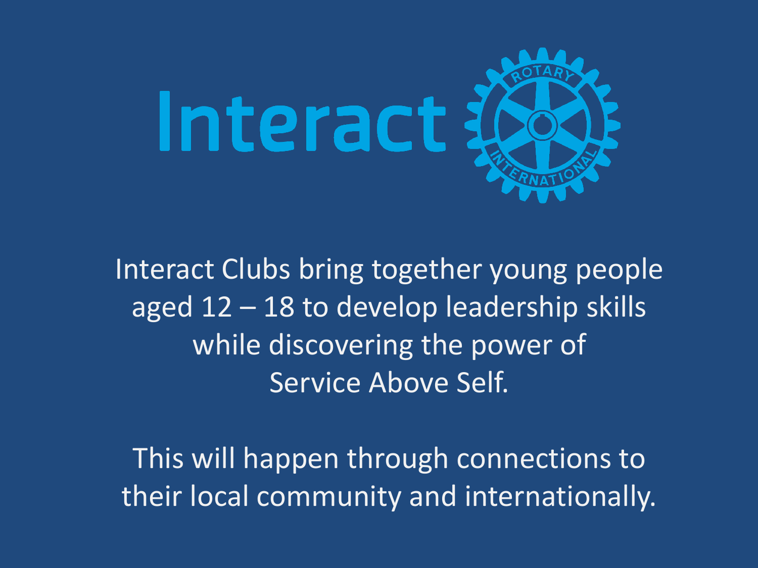# Interact

Interact Clubs bring together young people aged 12 – 18 to develop leadership skills while discovering the power of Service Above Self.

This will happen through connections to their local community and internationally.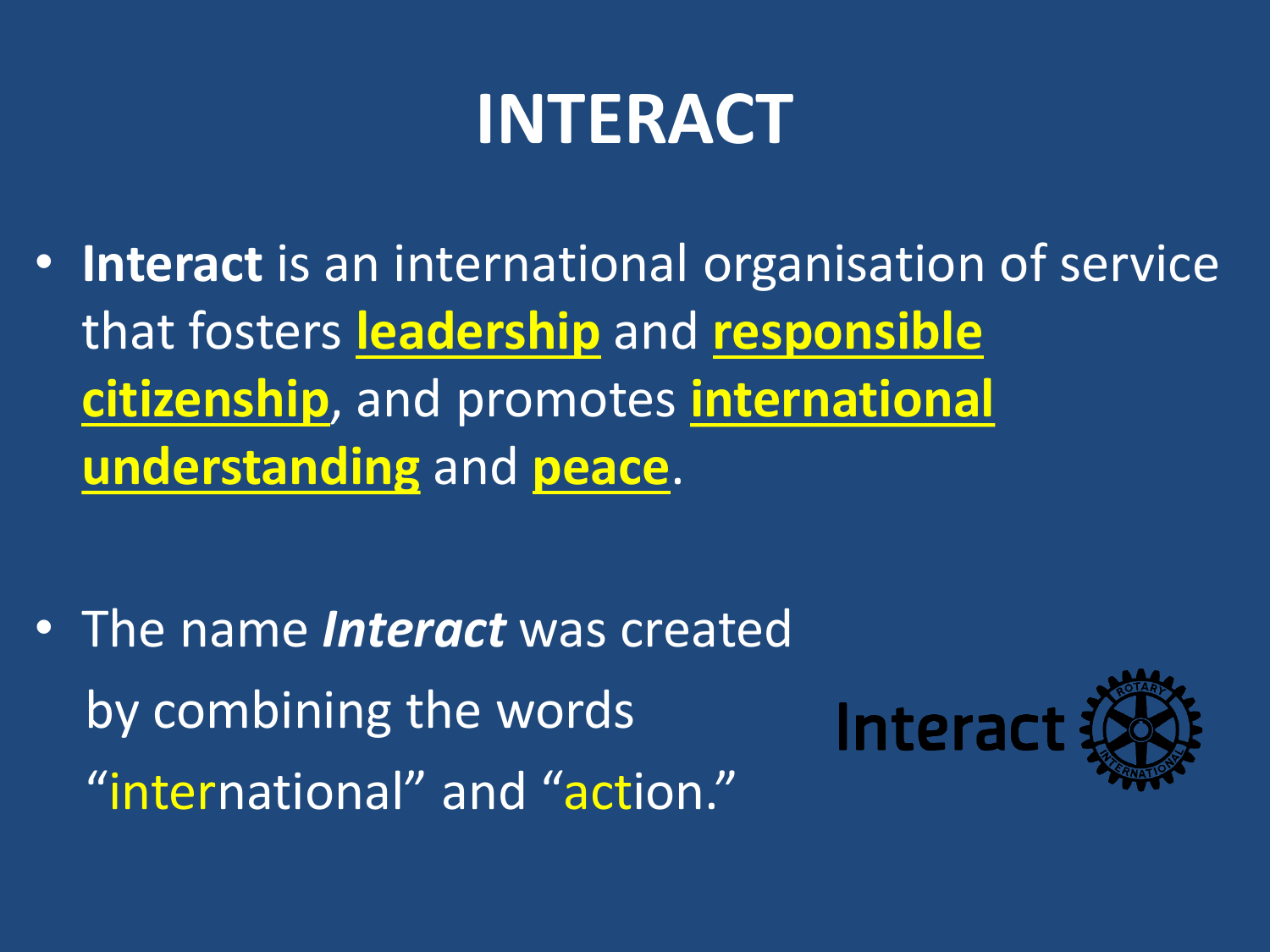# INTERACT

- **Interact** is an international organisation of service that fosters **leadership** and **responsible citizenship**, and promotes **international understanding** and **peace**.

- The name ***Interact*** was created by combining the words "international" and "action."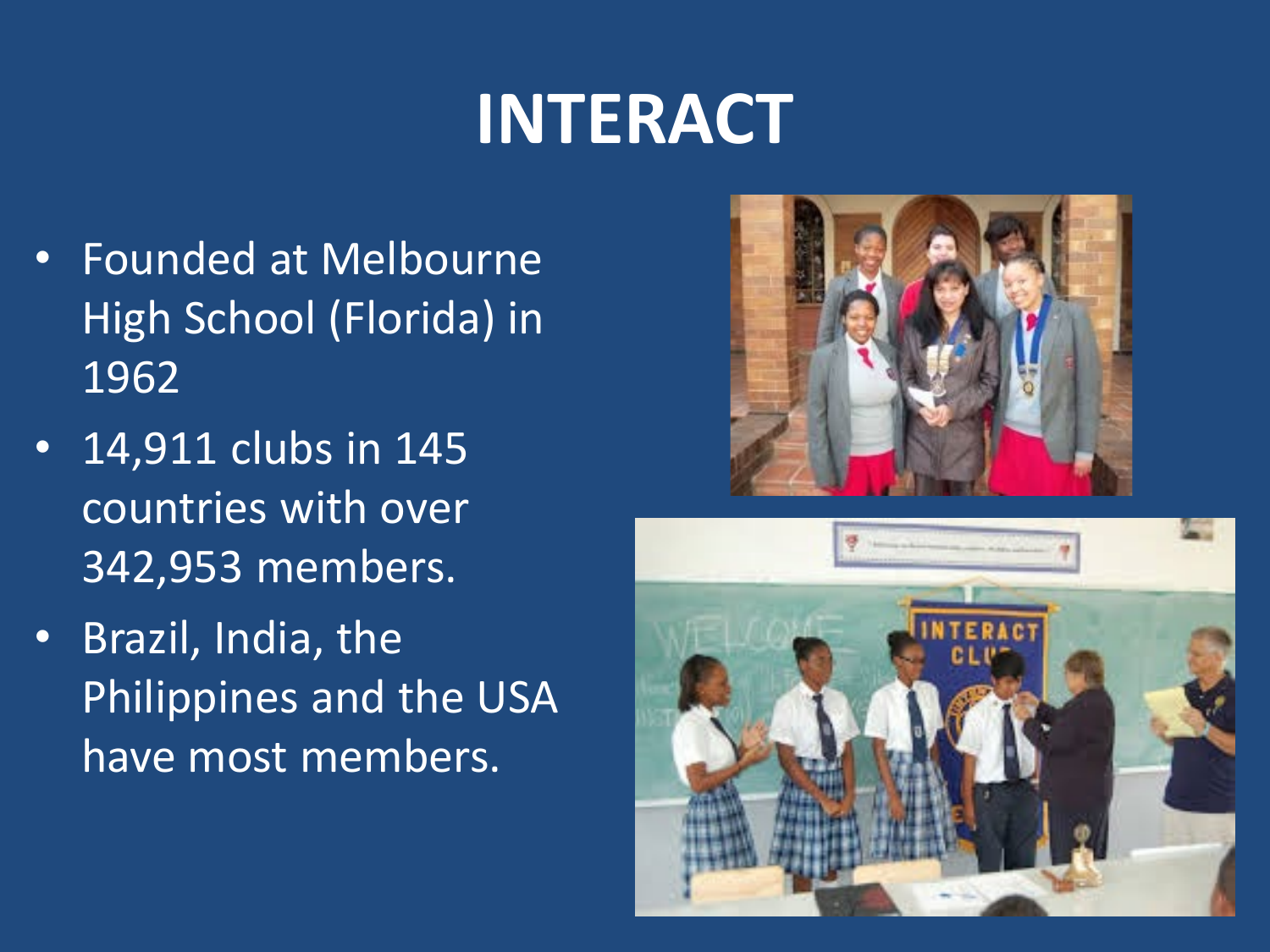# INTERACT

- Founded at Melbourne High School (Florida) in 1962
- 14,911 clubs in 145 countries with over 342,953 members.
- Brazil, India, the Philippines and the USA have most members.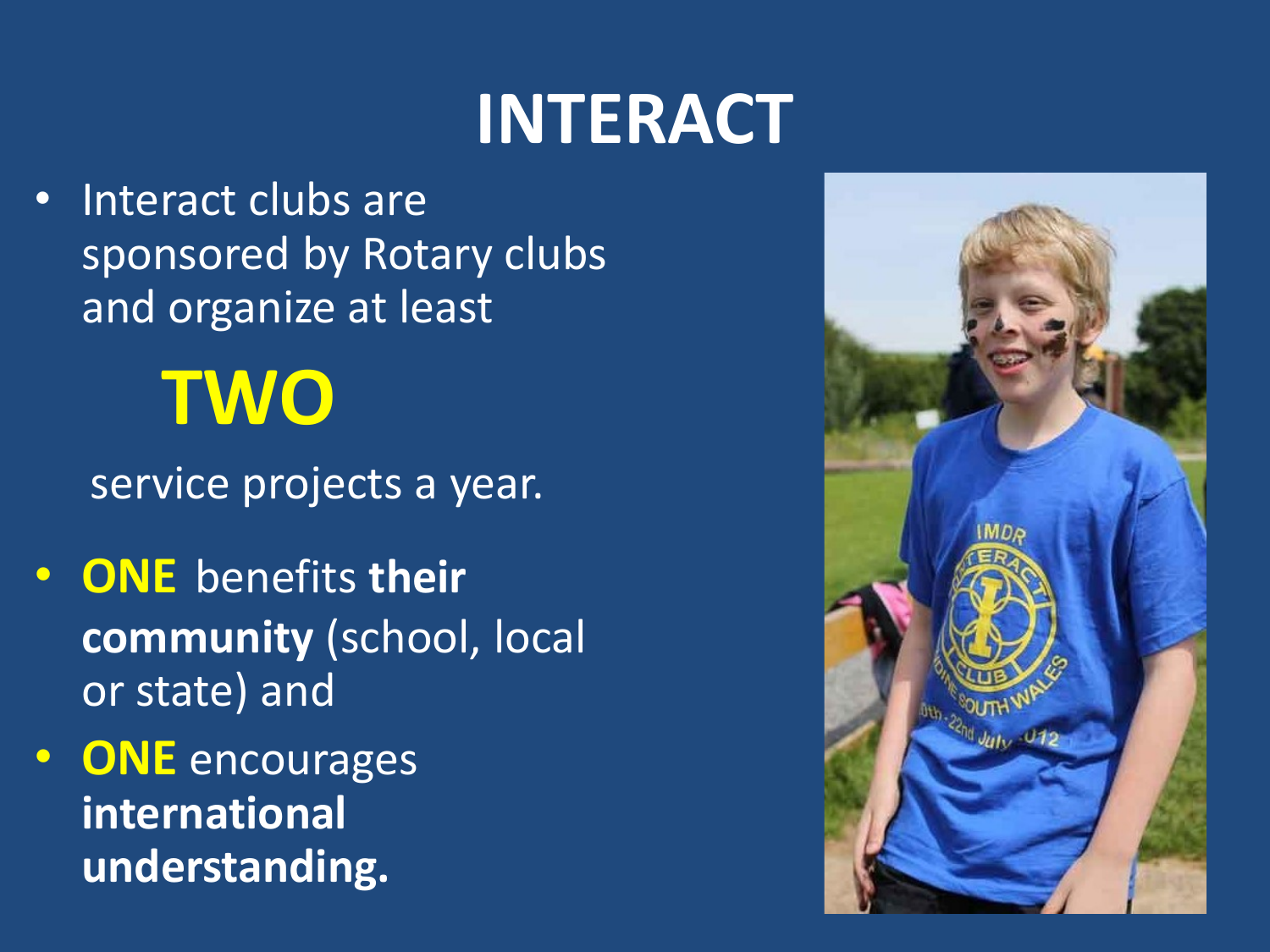# INTERACT

- Interact clubs are sponsored by Rotary clubs and organize at least

  **TWO**

  service projects a year.

- **ONE** benefits **their community** (school, local or state) and
- **ONE** encourages **international understanding.**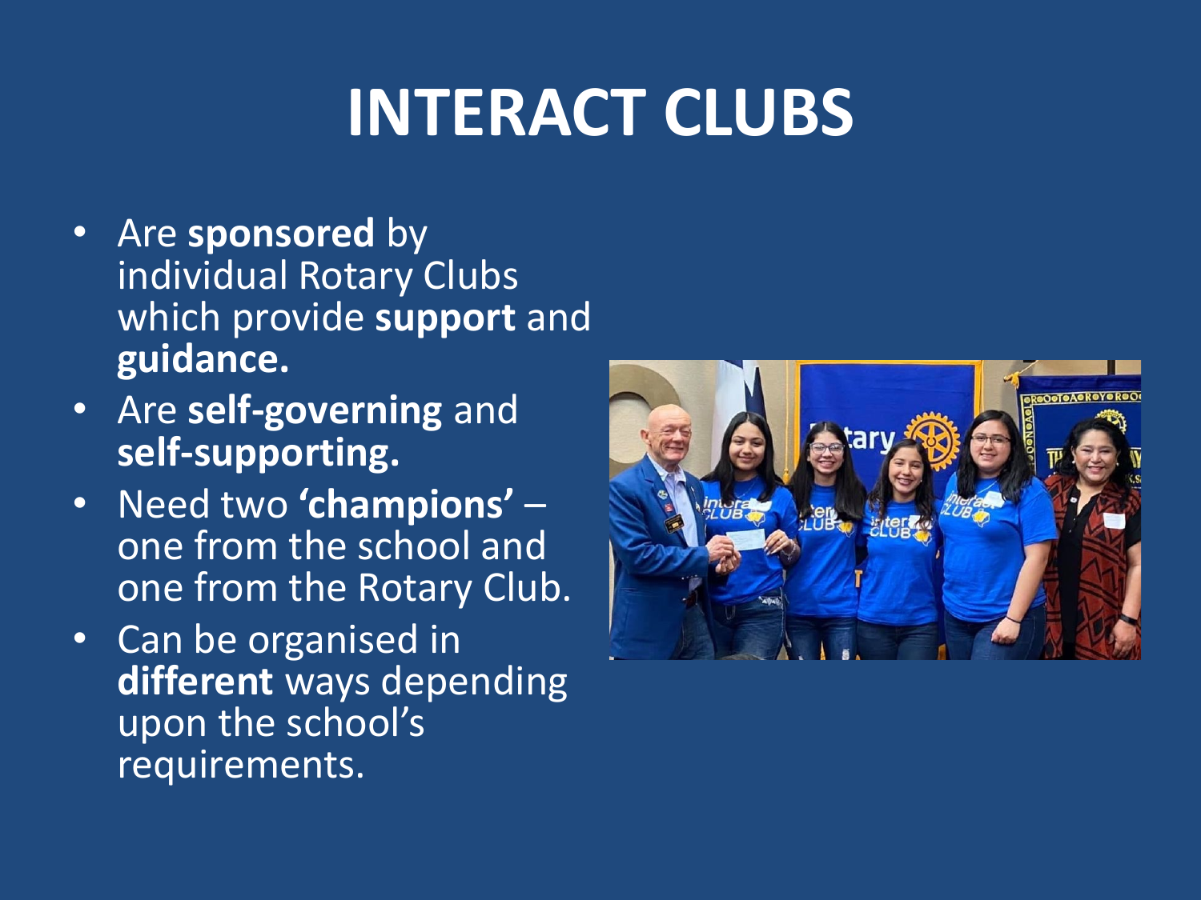# INTERACT CLUBS

- Are **sponsored** by individual Rotary Clubs which provide **support** and **guidance.**
- Are **self-governing** and **self-supporting.**
- Need two **'champions'** – one from the school and one from the Rotary Club.
- Can be organised in **different** ways depending upon the school's requirements.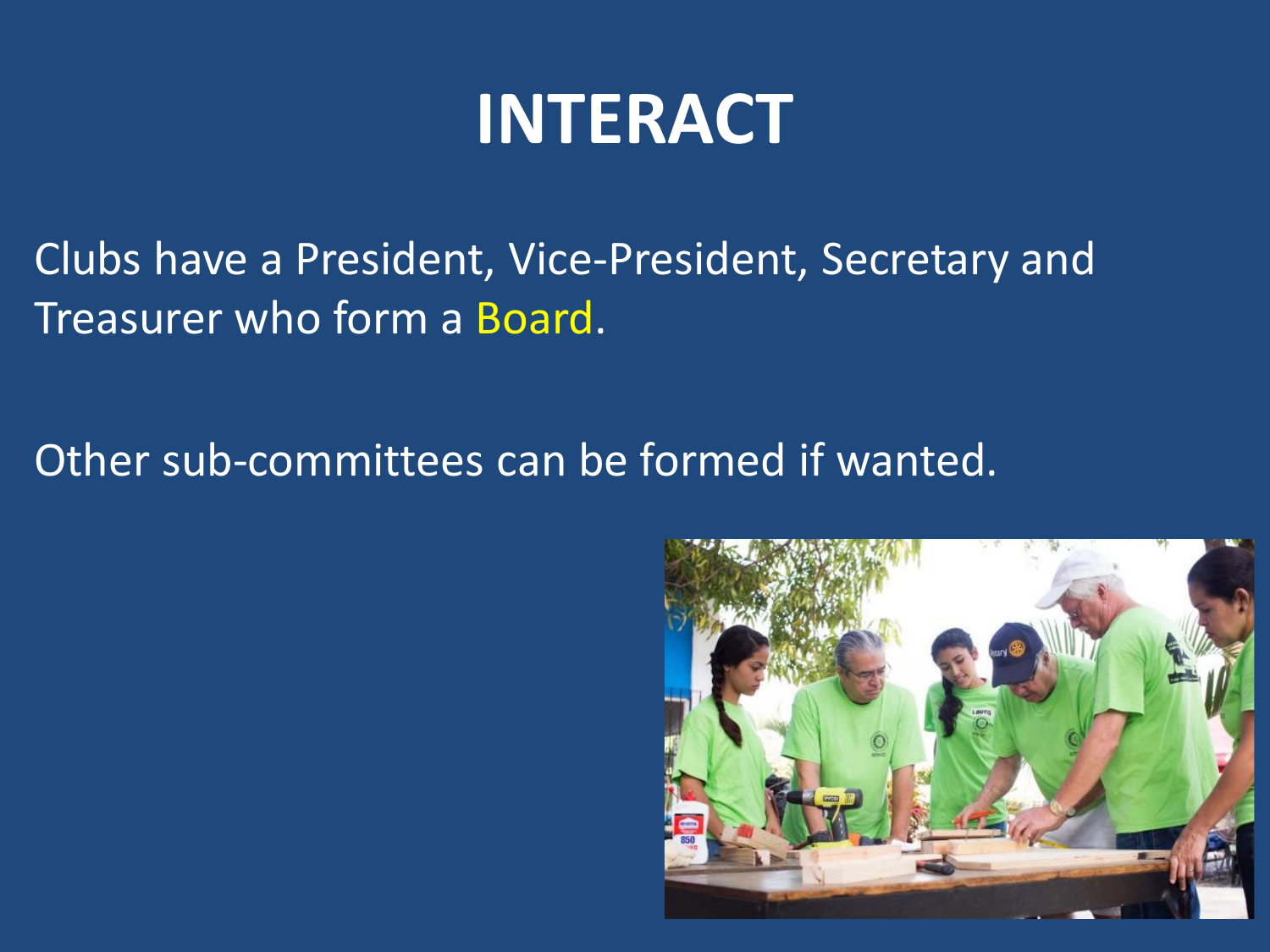# INTERACT

Clubs have a President, Vice-President, Secretary and Treasurer who form a Board.

Other sub-committees can be formed if wanted.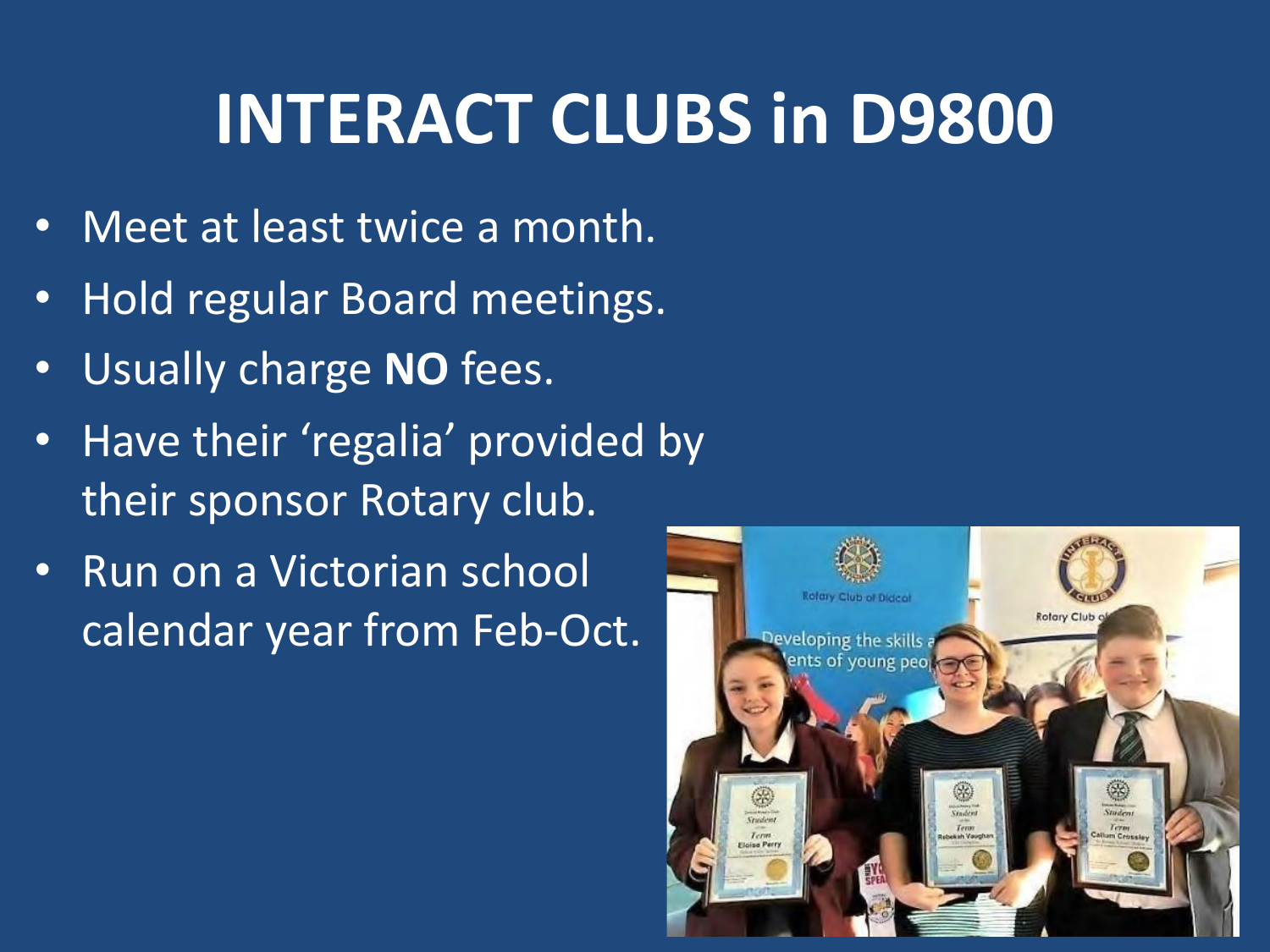# INTERACT CLUBS in D9800

- Meet at least twice a month.
- Hold regular Board meetings.
- Usually charge **NO** fees.
- Have their 'regalia' provided by their sponsor Rotary club.
- Run on a Victorian school calendar year from Feb-Oct.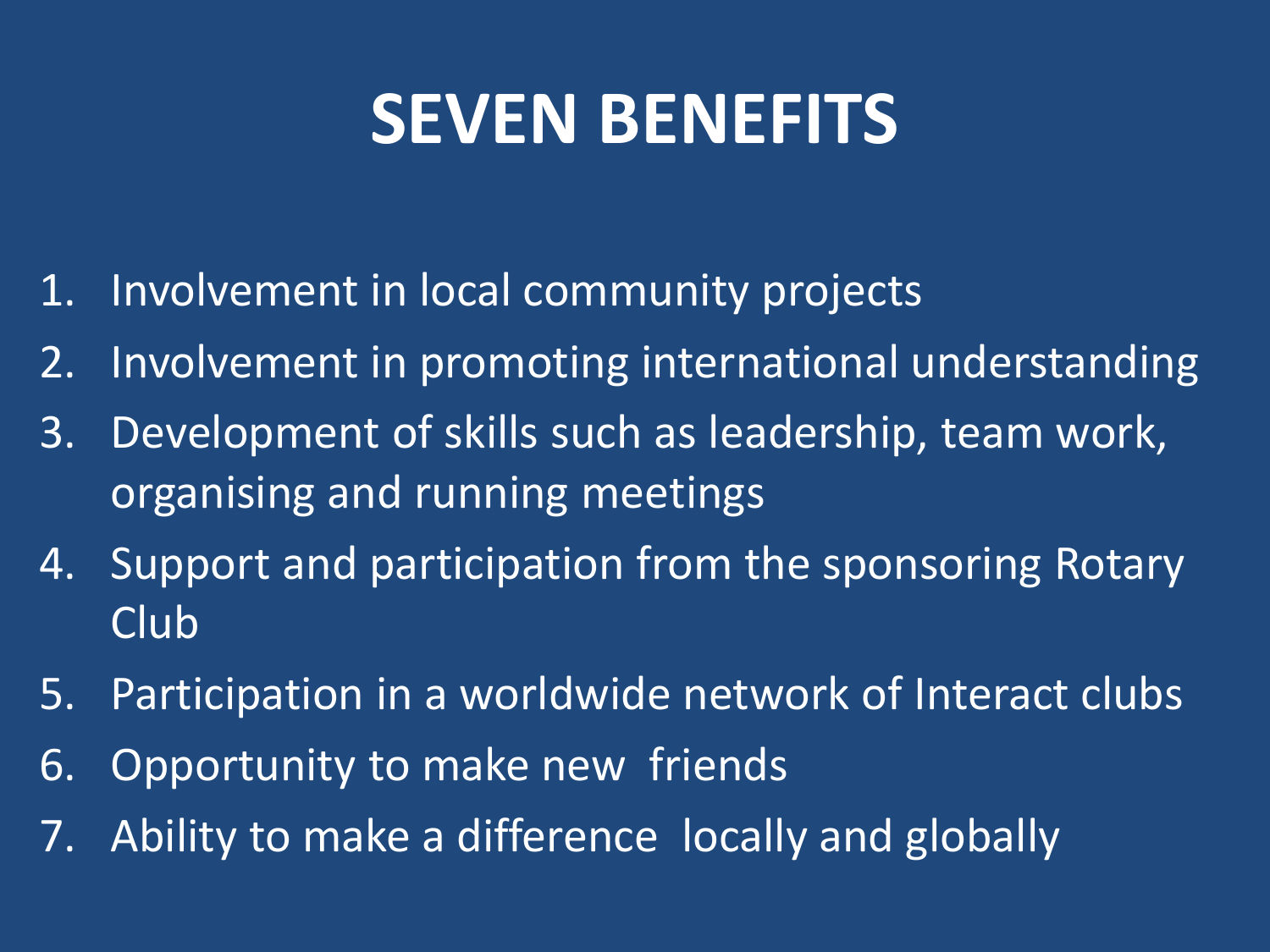# SEVEN BENEFITS

1. Involvement in local community projects
2. Involvement in promoting international understanding
3. Development of skills such as leadership, team work, organising and running meetings
4. Support and participation from the sponsoring Rotary Club
5. Participation in a worldwide network of Interact clubs
6. Opportunity to make new friends
7. Ability to make a difference locally and globally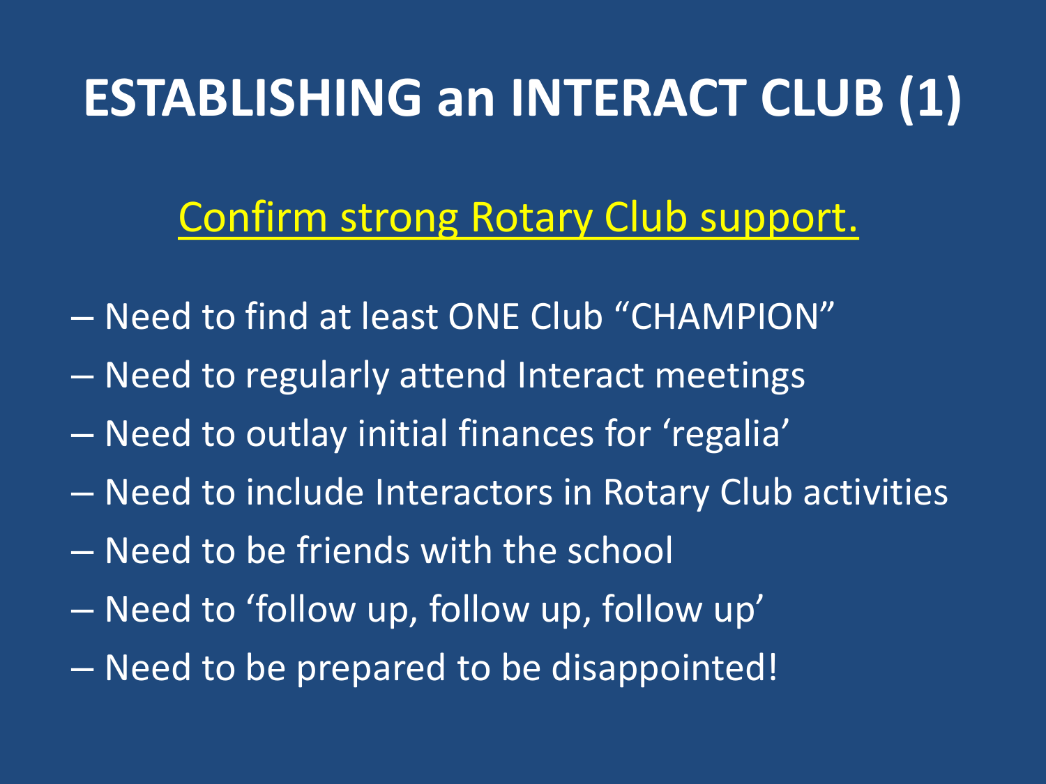# ESTABLISHING an INTERACT CLUB (1)

<u>Confirm strong Rotary Club support.</u>

- Need to find at least ONE Club “CHAMPION”
- Need to regularly attend Interact meetings
- Need to outlay initial finances for ‘regalia’
- Need to include Interactors in Rotary Club activities
- Need to be friends with the school
- Need to ‘follow up, follow up, follow up’
- Need to be prepared to be disappointed!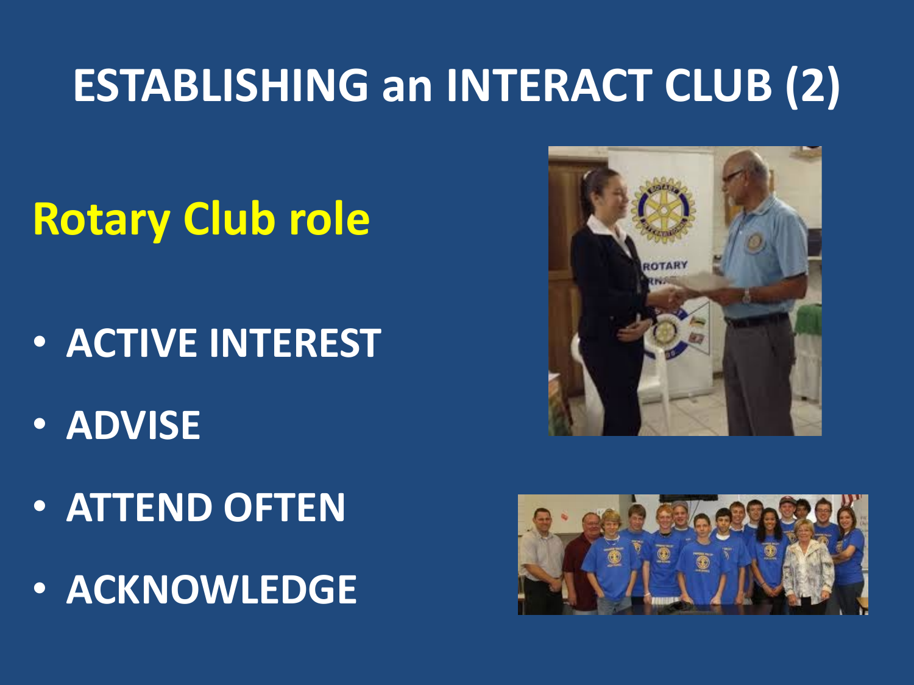# ESTABLISHING an INTERACT CLUB (2)

## Rotary Club role

- **ACTIVE INTEREST**
- **ADVISE**
- **ATTEND OFTEN**
- **ACKNOWLEDGE**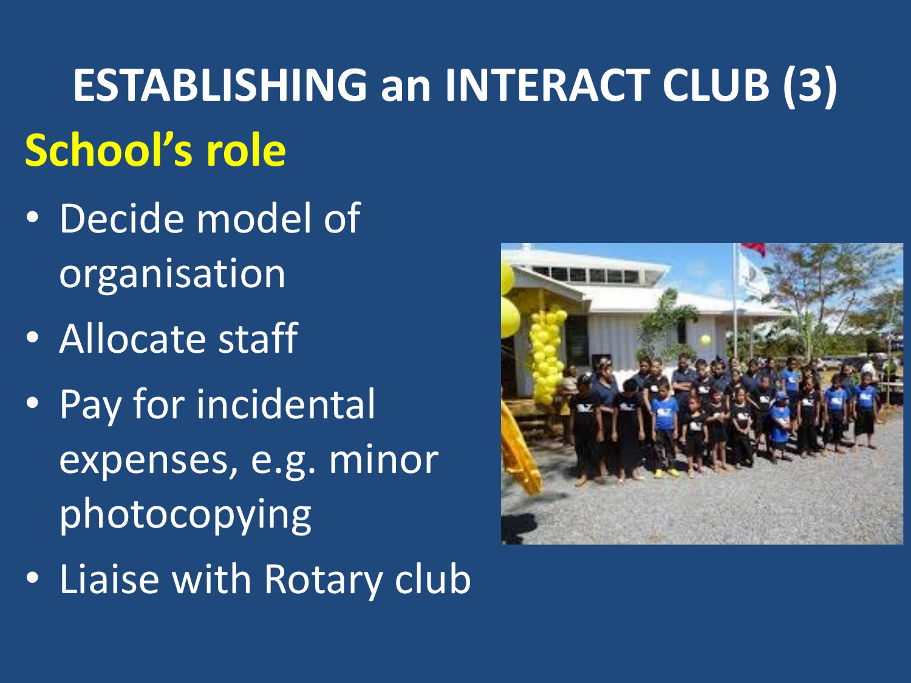# ESTABLISHING an INTERACT CLUB (3)

## School's role

- Decide model of organisation
- Allocate staff
- Pay for incidental expenses, e.g. minor photocopying
- Liaise with Rotary club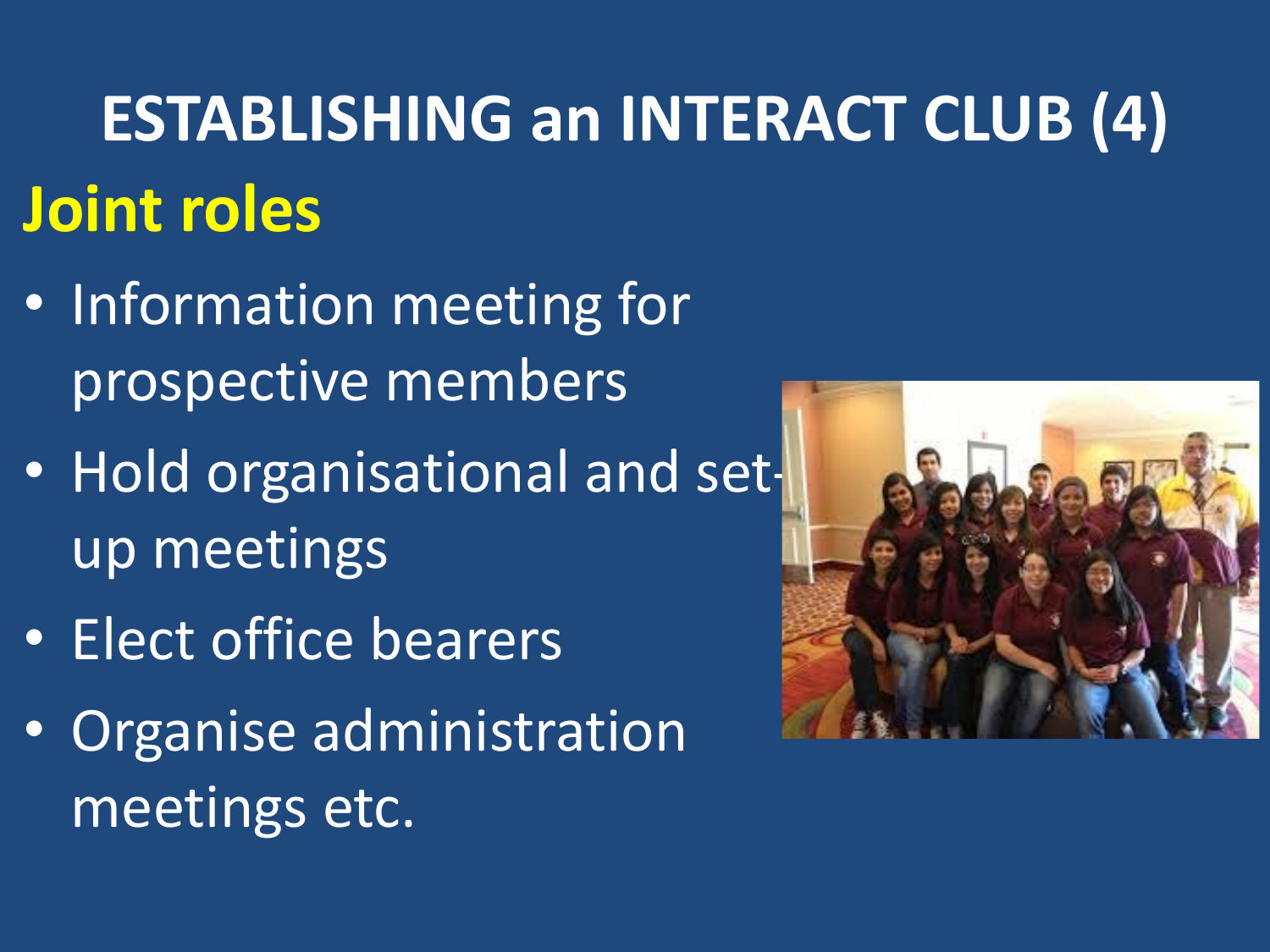# ESTABLISHING an INTERACT CLUB (4)

## Joint roles

- Information meeting for prospective members
- Hold organisational and set-up meetings
- Elect office bearers
- Organise administration meetings etc.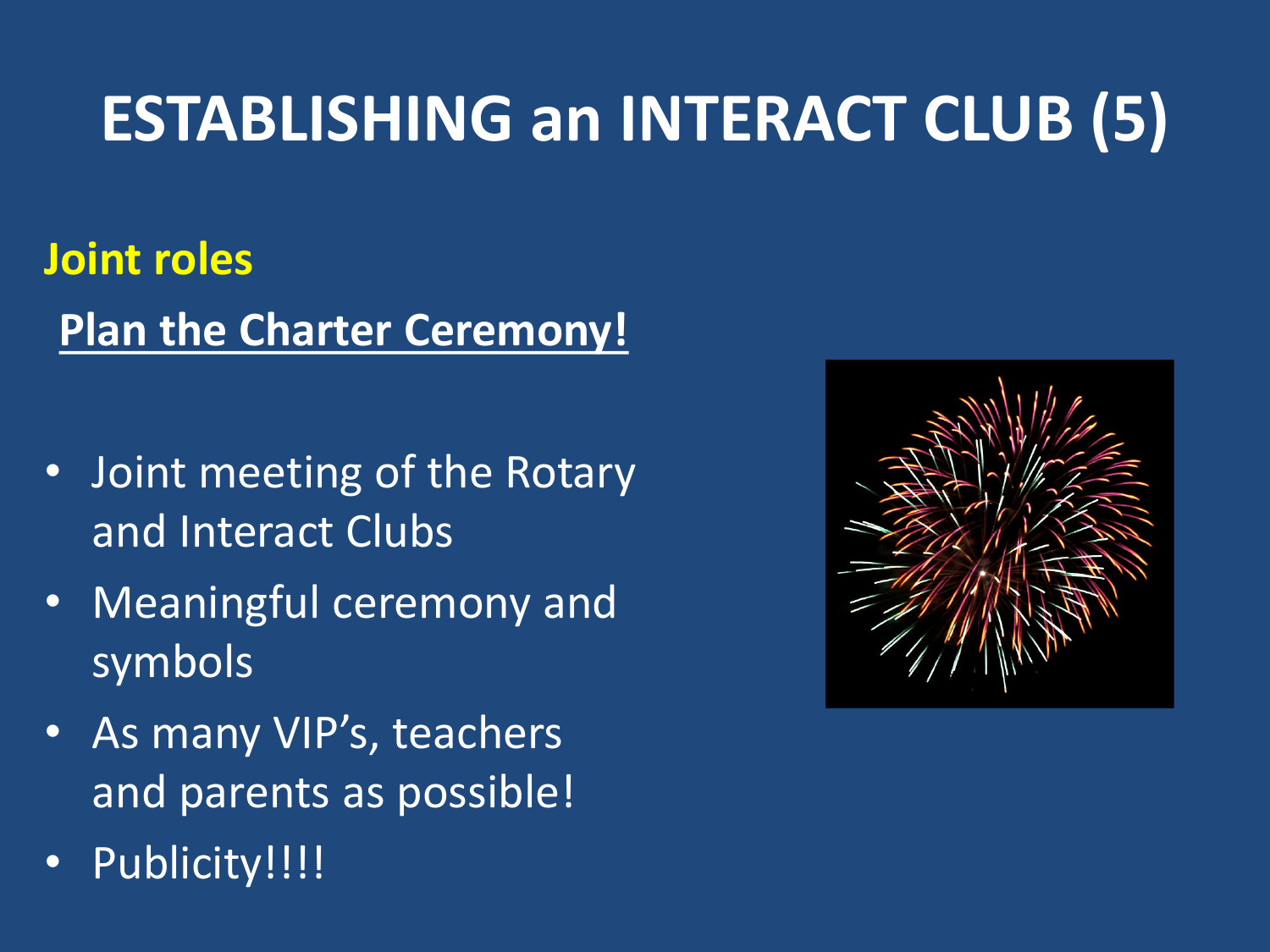# ESTABLISHING an INTERACT CLUB (5)

**Joint roles**

**Plan the Charter Ceremony!**

- Joint meeting of the Rotary and Interact Clubs
- Meaningful ceremony and symbols
- As many VIP's, teachers and parents as possible!
- Publicity!!!!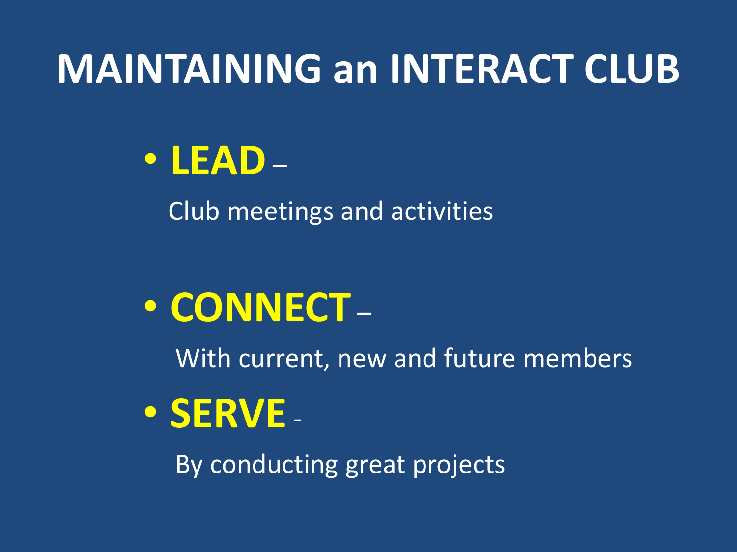# MAINTAINING an INTERACT CLUB

- **LEAD** –

  Club meetings and activities

- **CONNECT** –

  With current, new and future members

- **SERVE** -

  By conducting great projects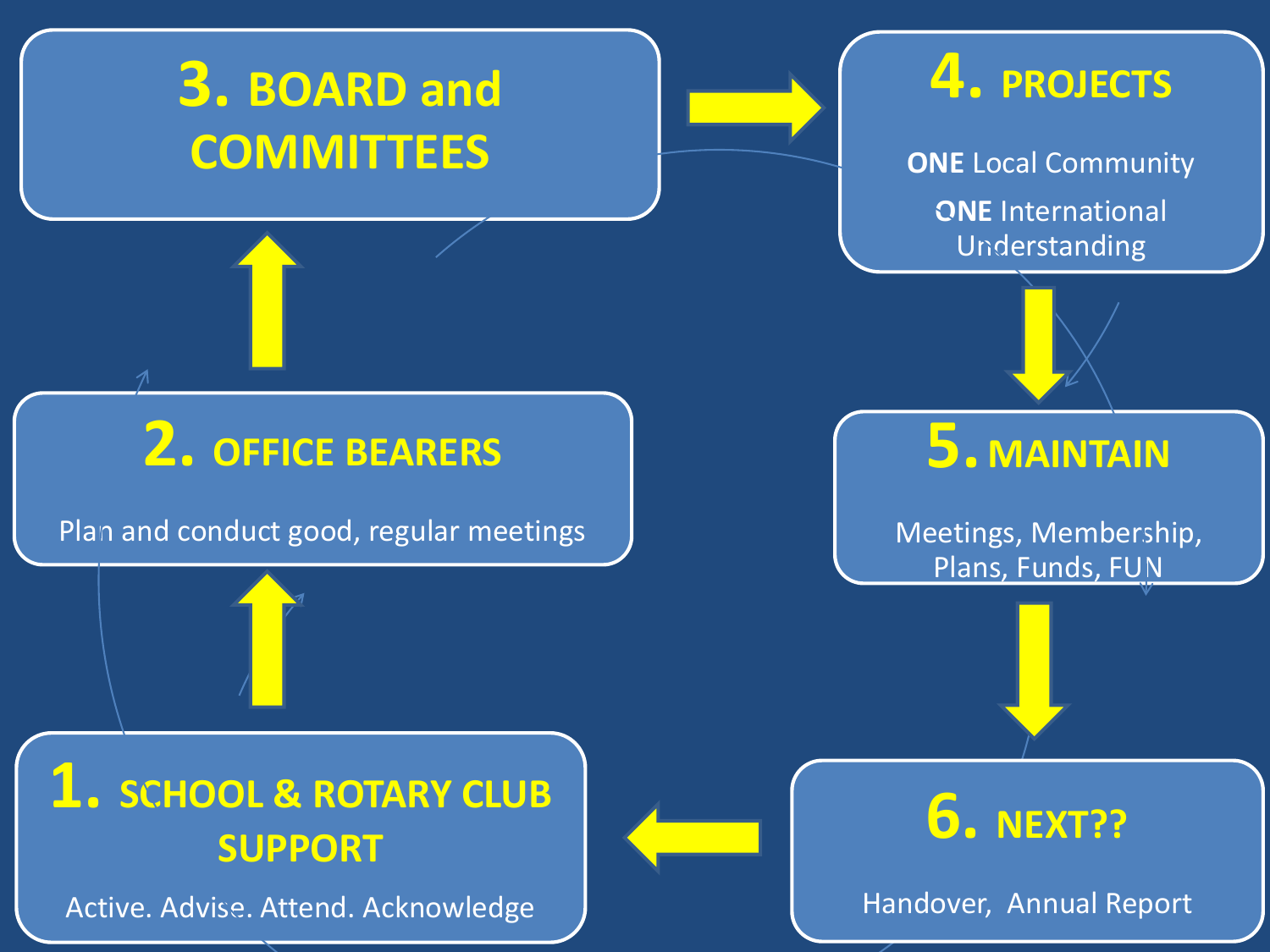**1. SCHOOL & ROTARY CLUB SUPPORT**

Active. Advise. Attend. Acknowledge

**2. OFFICE BEARERS**

Plan and conduct good, regular meetings

**3. BOARD and COMMITTEES**

**4. PROJECTS**

**ONE** Local Community

**ONE** International Understanding

**5. MAINTAIN**

Meetings, Membership, Plans, Funds, FUN

**6. NEXT??**

Handover, Annual Report